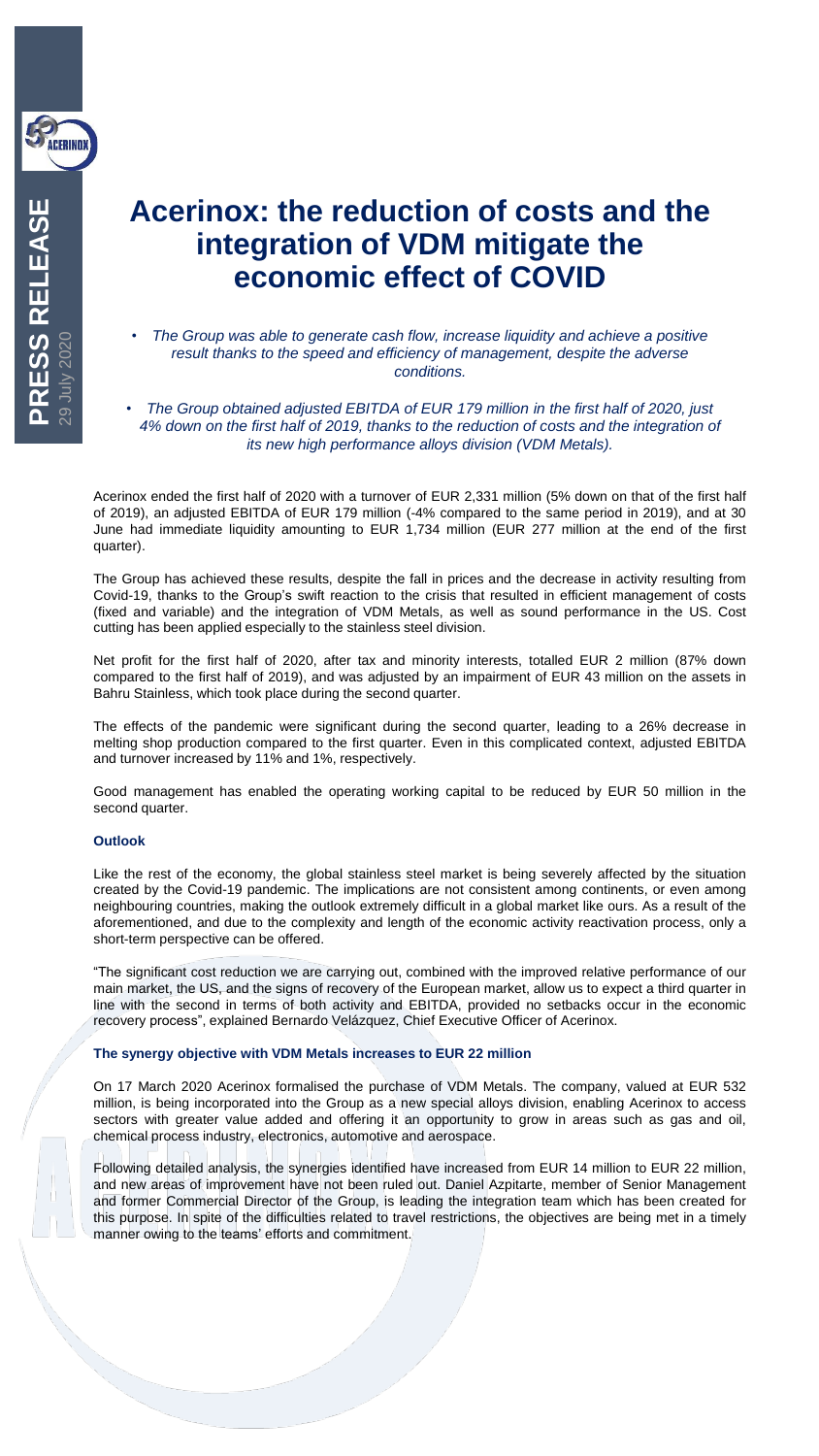# Acerinox: the reduction of costs and the integration of VDM mitigate the economic effect of COVID

- *The Group was able to generate cash flow, increase liquidity and achieve a positive result thanks to the speed and efficiency of management, despite the adverse conditions.*

- *The Group obtained adjusted EBITDA of EUR 179 million in the first half of 2020, just 4% down on the first half of 2019, thanks to the reduction of costs and the integration of its new high performance alloys division (VDM Metals).*

Acerinox ended the first half of 2020 with a turnover of EUR 2,331 million (5% down on that of the first half of 2019), an adjusted EBITDA of EUR 179 million (-4% compared to the same period in 2019), and at 30 June had immediate liquidity amounting to EUR 1,734 million (EUR 277 million at the end of the first quarter).

The Group has achieved these results, despite the fall in prices and the decrease in activity resulting from Covid-19, thanks to the Group's swift reaction to the crisis that resulted in efficient management of costs (fixed and variable) and the integration of VDM Metals, as well as sound performance in the US. Cost cutting has been applied especially to the stainless steel division.

Net profit for the first half of 2020, after tax and minority interests, totalled EUR 2 million (87% down compared to the first half of 2019), and was adjusted by an impairment of EUR 43 million on the assets in Bahru Stainless, which took place during the second quarter.

The effects of the pandemic were significant during the second quarter, leading to a 26% decrease in melting shop production compared to the first quarter. Even in this complicated context, adjusted EBITDA and turnover increased by 11% and 1%, respectively.

Good management has enabled the operating working capital to be reduced by EUR 50 million in the second quarter.

### Outlook

Like the rest of the economy, the global stainless steel market is being severely affected by the situation created by the Covid-19 pandemic. The implications are not consistent among continents, or even among neighbouring countries, making the outlook extremely difficult in a global market like ours. As a result of the aforementioned, and due to the complexity and length of the economic activity reactivation process, only a short-term perspective can be offered.

"The significant cost reduction we are carrying out, combined with the improved relative performance of our main market, the US, and the signs of recovery of the European market, allow us to expect a third quarter in line with the second in terms of both activity and EBITDA, provided no setbacks occur in the economic recovery process", explained Bernardo Velázquez, Chief Executive Officer of Acerinox.

### The synergy objective with VDM Metals increases to EUR 22 million

On 17 March 2020 Acerinox formalised the purchase of VDM Metals. The company, valued at EUR 532 million, is being incorporated into the Group as a new special alloys division, enabling Acerinox to access sectors with greater value added and offering it an opportunity to grow in areas such as gas and oil, chemical process industry, electronics, automotive and aerospace.

Following detailed analysis, the synergies identified have increased from EUR 14 million to EUR 22 million, and new areas of improvement have not been ruled out. Daniel Azpitarte, member of Senior Management and former Commercial Director of the Group, is leading the integration team which has been created for this purpose. In spite of the difficulties related to travel restrictions, the objectives are being met in a timely manner owing to the teams' efforts and commitment.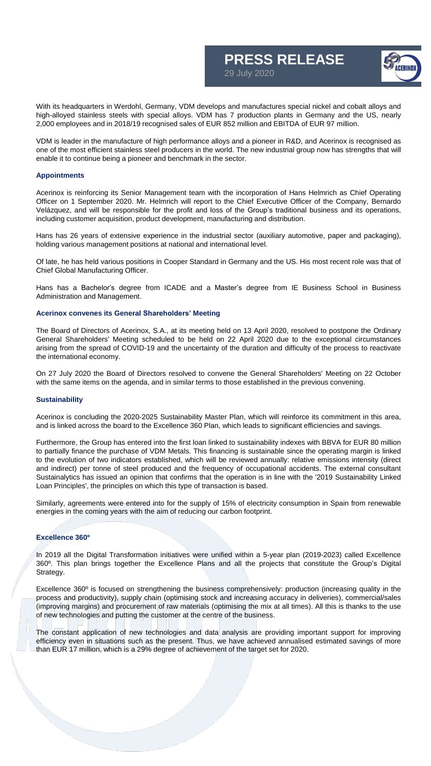With its headquarters in Werdohl, Germany, VDM develops and manufactures special nickel and cobalt alloys and high-alloyed stainless steels with special alloys. VDM has 7 production plants in Germany and the US, nearly 2,000 employees and in 2018/19 recognised sales of EUR 852 million and EBITDA of EUR 97 million.

VDM is leader in the manufacture of high performance alloys and a pioneer in R&D, and Acerinox is recognised as one of the most efficient stainless steel producers in the world. The new industrial group now has strengths that will enable it to continue being a pioneer and benchmark in the sector.

### Appointments

Acerinox is reinforcing its Senior Management team with the incorporation of Hans Helmrich as Chief Operating Officer on 1 September 2020. Mr. Helmrich will report to the Chief Executive Officer of the Company, Bernardo Velázquez, and will be responsible for the profit and loss of the Group's traditional business and its operations, including customer acquisition, product development, manufacturing and distribution.

Hans has 26 years of extensive experience in the industrial sector (auxiliary automotive, paper and packaging), holding various management positions at national and international level.

Of late, he has held various positions in Cooper Standard in Germany and the US. His most recent role was that of Chief Global Manufacturing Officer.

Hans has a Bachelor's degree from ICADE and a Master's degree from IE Business School in Business Administration and Management.

### Acerinox convenes its General Shareholders' Meeting

The Board of Directors of Acerinox, S.A., at its meeting held on 13 April 2020, resolved to postpone the Ordinary General Shareholders' Meeting scheduled to be held on 22 April 2020 due to the exceptional circumstances arising from the spread of COVID-19 and the uncertainty of the duration and difficulty of the process to reactivate the international economy.

On 27 July 2020 the Board of Directors resolved to convene the General Shareholders' Meeting on 22 October with the same items on the agenda, and in similar terms to those established in the previous convening.

### Sustainability

Acerinox is concluding the 2020-2025 Sustainability Master Plan, which will reinforce its commitment in this area, and is linked across the board to the Excellence 360 Plan, which leads to significant efficiencies and savings.

Furthermore, the Group has entered into the first loan linked to sustainability indexes with BBVA for EUR 80 million to partially finance the purchase of VDM Metals. This financing is sustainable since the operating margin is linked to the evolution of two indicators established, which will be reviewed annually: relative emissions intensity (direct and indirect) per tonne of steel produced and the frequency of occupational accidents. The external consultant Sustainalytics has issued an opinion that confirms that the operation is in line with the '2019 Sustainability Linked Loan Principles', the principles on which this type of transaction is based.

Similarly, agreements were entered into for the supply of 15% of electricity consumption in Spain from renewable energies in the coming years with the aim of reducing our carbon footprint.

### Excellence 360º

In 2019 all the Digital Transformation initiatives were unified within a 5-year plan (2019-2023) called Excellence 360º. This plan brings together the Excellence Plans and all the projects that constitute the Group's Digital Strategy.

Excellence 360º is focused on strengthening the business comprehensively: production (increasing quality in the process and productivity), supply chain (optimising stock and increasing accuracy in deliveries), commercial/sales (improving margins) and procurement of raw materials (optimising the mix at all times). All this is thanks to the use of new technologies and putting the customer at the centre of the business.

The constant application of new technologies and data analysis are providing important support for improving efficiency even in situations such as the present. Thus, we have achieved annualised estimated savings of more than EUR 17 million, which is a 29% degree of achievement of the target set for 2020.